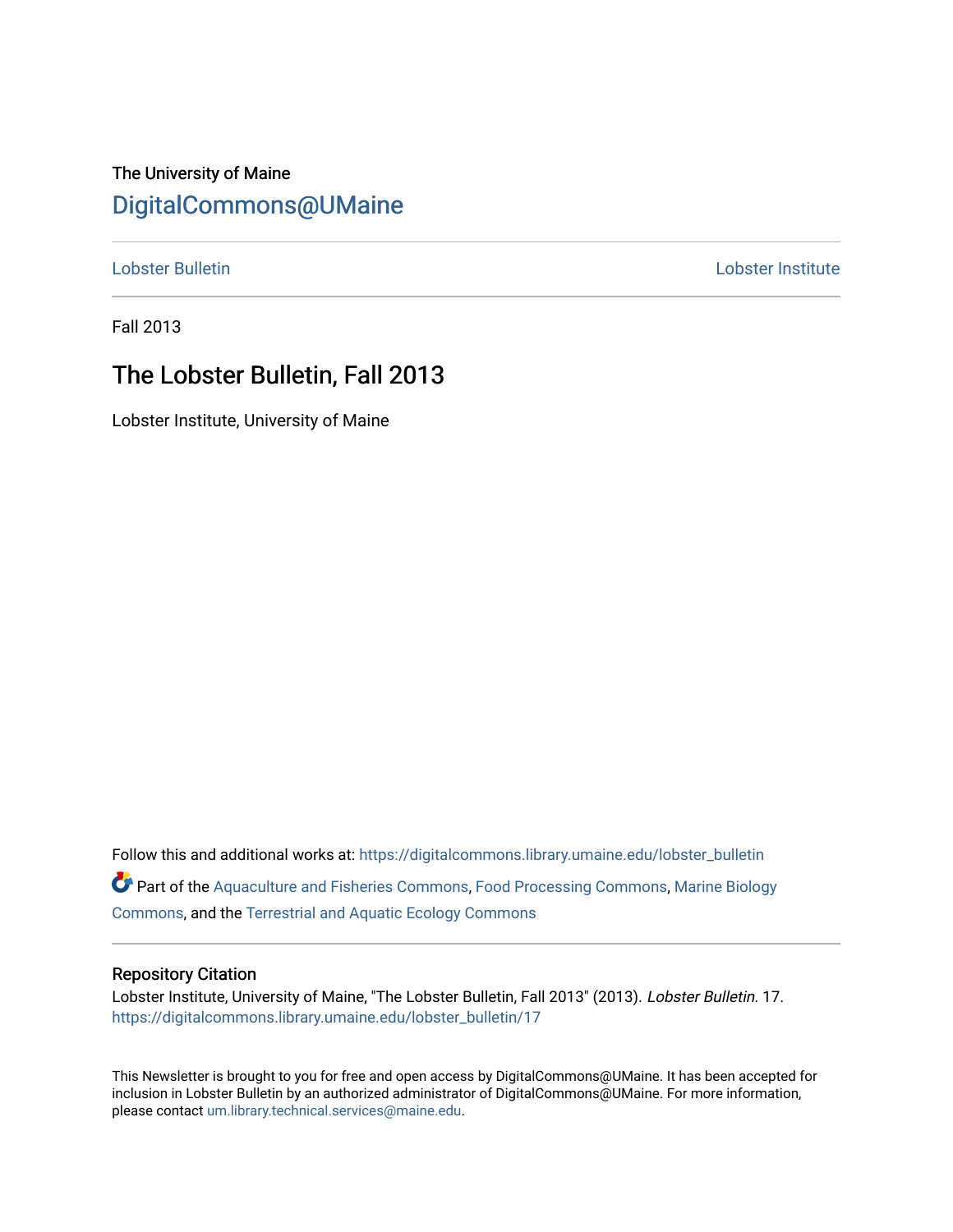The University of Maine

## DigitalCommons@UMaine

Lobster Bulletin | Lobster Institute

Fall 2013

# The Lobster Bulletin, Fall 2013

Lobster Institute, University of Maine

Follow this and additional works at: https://digitalcommons.library.umaine.edu/lobster_bulletin

Part of the Aquaculture and Fisheries Commons, Food Processing Commons, Marine Biology Commons, and the Terrestrial and Aquatic Ecology Commons

### Repository Citation

Lobster Institute, University of Maine, "The Lobster Bulletin, Fall 2013" (2013). *Lobster Bulletin*. 17.
https://digitalcommons.library.umaine.edu/lobster_bulletin/17

This Newsletter is brought to you for free and open access by DigitalCommons@UMaine. It has been accepted for inclusion in Lobster Bulletin by an authorized administrator of DigitalCommons@UMaine. For more information, please contact um.library.technical.services@maine.edu.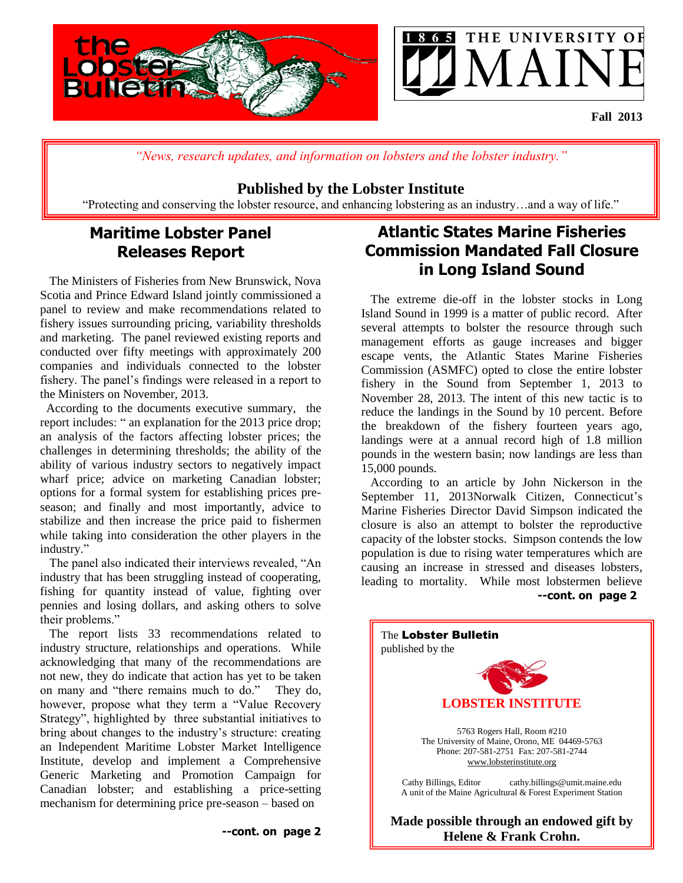**Fall 2013**

*"News, research updates, and information on lobsters and the lobster industry."*

**Published by the Lobster Institute**

"Protecting and conserving the lobster resource, and enhancing lobstering as an industry…and a way of life."

## Maritime Lobster Panel Releases Report

The Ministers of Fisheries from New Brunswick, Nova Scotia and Prince Edward Island jointly commissioned a panel to review and make recommendations related to fishery issues surrounding pricing, variability thresholds and marketing. The panel reviewed existing reports and conducted over fifty meetings with approximately 200 companies and individuals connected to the lobster fishery. The panel's findings were released in a report to the Ministers on November, 2013.

According to the documents executive summary, the report includes: " an explanation for the 2013 price drop; an analysis of the factors affecting lobster prices; the challenges in determining thresholds; the ability of the ability of various industry sectors to negatively impact wharf price; advice on marketing Canadian lobster; options for a formal system for establishing prices pre-season; and finally and most importantly, advice to stabilize and then increase the price paid to fishermen while taking into consideration the other players in the industry."

The panel also indicated their interviews revealed, "An industry that has been struggling instead of cooperating, fishing for quantity instead of value, fighting over pennies and losing dollars, and asking others to solve their problems."

The report lists 33 recommendations related to industry structure, relationships and operations. While acknowledging that many of the recommendations are not new, they do indicate that action has yet to be taken on many and "there remains much to do." They do, however, propose what they term a "Value Recovery Strategy", highlighted by three substantial initiatives to bring about changes to the industry's structure: creating an Independent Maritime Lobster Market Intelligence Institute, develop and implement a Comprehensive Generic Marketing and Promotion Campaign for Canadian lobster; and establishing a price-setting mechanism for determining price pre-season – based on

**--cont. on page 2**

## Atlantic States Marine Fisheries Commission Mandated Fall Closure in Long Island Sound

The extreme die-off in the lobster stocks in Long Island Sound in 1999 is a matter of public record. After several attempts to bolster the resource through such management efforts as gauge increases and bigger escape vents, the Atlantic States Marine Fisheries Commission (ASMFC) opted to close the entire lobster fishery in the Sound from September 1, 2013 to November 28, 2013. The intent of this new tactic is to reduce the landings in the Sound by 10 percent. Before the breakdown of the fishery fourteen years ago, landings were at a annual record high of 1.8 million pounds in the western basin; now landings are less than 15,000 pounds.

According to an article by John Nickerson in the September 11, 2013Norwalk Citizen, Connecticut's Marine Fisheries Director David Simpson indicated the closure is also an attempt to bolster the reproductive capacity of the lobster stocks. Simpson contends the low population is due to rising water temperatures which are causing an increase in stressed and diseases lobsters, leading to mortality. While most lobstermen believe

**--cont. on page 2**

---

The **Lobster Bulletin** published by the

**LOBSTER INSTITUTE**

5763 Rogers Hall, Room #210
The University of Maine, Orono, ME 04469-5763
Phone: 207-581-2751 Fax: 207-581-2744
www.lobsterinstitute.org

Cathy Billings, Editor cathy.billings@umit.maine.edu
A unit of the Maine Agricultural & Forest Experiment Station

**Made possible through an endowed gift by Helene & Frank Crohn.**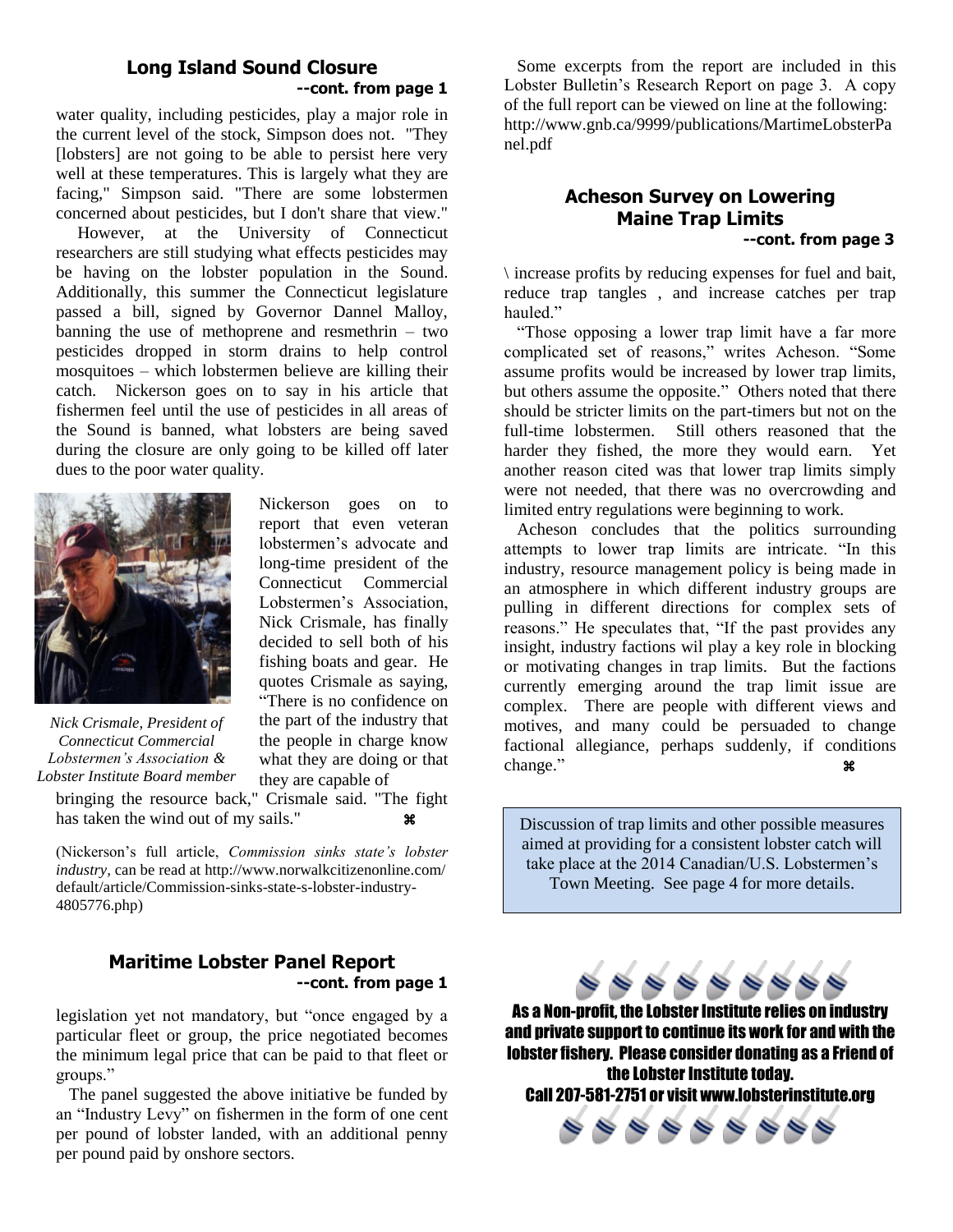### Long Island Sound Closure

**--cont. from page 1**

water quality, including pesticides, play a major role in the current level of the stock, Simpson does not. "They [lobsters] are not going to be able to persist here very well at these temperatures. This is largely what they are facing," Simpson said. "There are some lobstermen concerned about pesticides, but I don't share that view."

However, at the University of Connecticut researchers are still studying what effects pesticides may be having on the lobster population in the Sound. Additionally, this summer the Connecticut legislature passed a bill, signed by Governor Dannel Malloy, banning the use of methoprene and resmethrin – two pesticides dropped in storm drains to help control mosquitoes – which lobstermen believe are killing their catch. Nickerson goes on to say in his article that fishermen feel until the use of pesticides in all areas of the Sound is banned, what lobsters are being saved during the closure are only going to be killed off later dues to the poor water quality.

*Nick Crismale, President of Connecticut Commercial Lobstermen's Association & Lobster Institute Board member*

Nickerson goes on to report that even veteran lobstermen's advocate and long-time president of the Connecticut Commercial Lobstermen's Association, Nick Crismale, has finally decided to sell both of his fishing boats and gear. He quotes Crismale as saying, "There is no confidence on the part of the industry that the people in charge know what they are doing or that they are capable of bringing the resource back," Crismale said. "The fight has taken the wind out of my sails." ⌘

(Nickerson's full article, *Commission sinks state's lobster industry*, can be read at http://www.norwalkcitizenonline.com/default/article/Commission-sinks-state-s-lobster-industry-4805776.php)

### Maritime Lobster Panel Report

**--cont. from page 1**

legislation yet not mandatory, but "once engaged by a particular fleet or group, the price negotiated becomes the minimum legal price that can be paid to that fleet or groups."

The panel suggested the above initiative be funded by an "Industry Levy" on fishermen in the form of one cent per pound of lobster landed, with an additional penny per pound paid by onshore sectors.

Some excerpts from the report are included in this Lobster Bulletin's Research Report on page 3. A copy of the full report can be viewed on line at the following: http://www.gnb.ca/9999/publications/MartimeLobsterPanel.pdf

### Acheson Survey on Lowering Maine Trap Limits

**--cont. from page 3**

\ increase profits by reducing expenses for fuel and bait, reduce trap tangles , and increase catches per trap hauled."

"Those opposing a lower trap limit have a far more complicated set of reasons," writes Acheson. "Some assume profits would be increased by lower trap limits, but others assume the opposite." Others noted that there should be stricter limits on the part-timers but not on the full-time lobstermen. Still others reasoned that the harder they fished, the more they would earn. Yet another reason cited was that lower trap limits simply were not needed, that there was no overcrowding and limited entry regulations were beginning to work.

Acheson concludes that the politics surrounding attempts to lower trap limits are intricate. "In this industry, resource management policy is being made in an atmosphere in which different industry groups are pulling in different directions for complex sets of reasons." He speculates that, "If the past provides any insight, industry factions wil play a key role in blocking or motivating changes in trap limits. But the factions currently emerging around the trap limit issue are complex. There are people with different views and motives, and many could be persuaded to change factional allegiance, perhaps suddenly, if conditions change." ⌘

Discussion of trap limits and other possible measures aimed at providing for a consistent lobster catch will take place at the 2014 Canadian/U.S. Lobstermen's Town Meeting. See page 4 for more details.

**As a Non-profit, the Lobster Institute relies on industry and private support to continue its work for and with the lobster fishery. Please consider donating as a Friend of the Lobster Institute today.**

**Call 207-581-2751 or visit www.lobsterinstitute.org**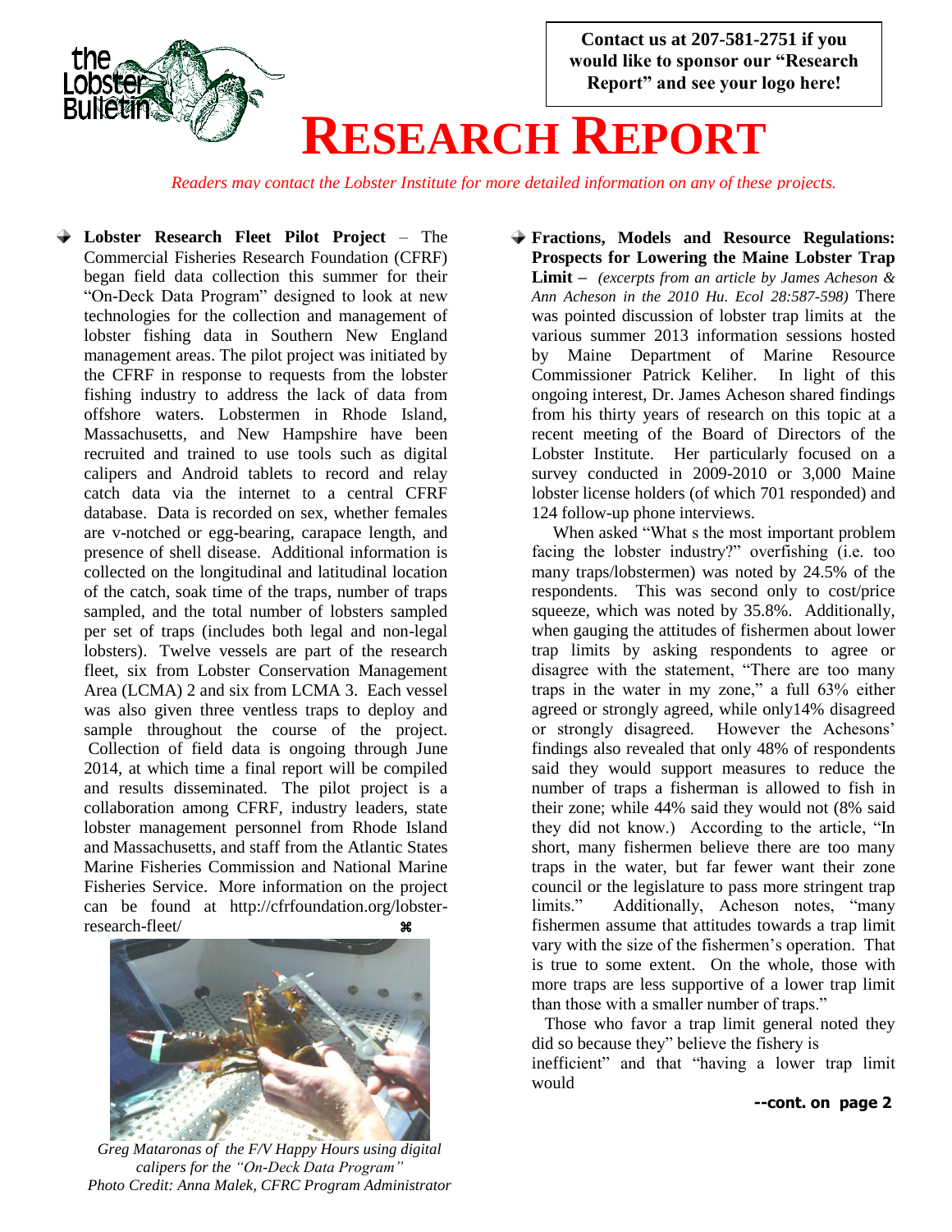Contact us at 207-581-2751 if you would like to sponsor our "Research Report" and see your logo here!

# RESEARCH REPORT

*Readers may contact the Lobster Institute for more detailed information on any of these projects.*

- **Lobster Research Fleet Pilot Project** – The Commercial Fisheries Research Foundation (CFRF) began field data collection this summer for their "On-Deck Data Program" designed to look at new technologies for the collection and management of lobster fishing data in Southern New England management areas. The pilot project was initiated by the CFRF in response to requests from the lobster fishing industry to address the lack of data from offshore waters. Lobstermen in Rhode Island, Massachusetts, and New Hampshire have been recruited and trained to use tools such as digital calipers and Android tablets to record and relay catch data via the internet to a central CFRF database. Data is recorded on sex, whether females are v-notched or egg-bearing, carapace length, and presence of shell disease. Additional information is collected on the longitudinal and latitudinal location of the catch, soak time of the traps, number of traps sampled, and the total number of lobsters sampled per set of traps (includes both legal and non-legal lobsters). Twelve vessels are part of the research fleet, six from Lobster Conservation Management Area (LCMA) 2 and six from LCMA 3. Each vessel was also given three ventless traps to deploy and sample throughout the course of the project. Collection of field data is ongoing through June 2014, at which time a final report will be compiled and results disseminated. The pilot project is a collaboration among CFRF, industry leaders, state lobster management personnel from Rhode Island and Massachusetts, and staff from the Atlantic States Marine Fisheries Commission and National Marine Fisheries Service. More information on the project can be found at http://cfrfoundation.org/lobster-research-fleet/ ⌘

*Greg Mataronas of the F/V Happy Hours using digital calipers for the "On-Deck Data Program"*
*Photo Credit: Anna Malek, CFRC Program Administrator*

- **Fractions, Models and Resource Regulations: Prospects for Lowering the Maine Lobster Trap Limit** – *(excerpts from an article by James Acheson & Ann Acheson in the 2010 Hu. Ecol 28:587-598)* There was pointed discussion of lobster trap limits at the various summer 2013 information sessions hosted by Maine Department of Marine Resource Commissioner Patrick Keliher. In light of this ongoing interest, Dr. James Acheson shared findings from his thirty years of research on this topic at a recent meeting of the Board of Directors of the Lobster Institute. Her particularly focused on a survey conducted in 2009-2010 or 3,000 Maine lobster license holders (of which 701 responded) and 124 follow-up phone interviews.

When asked "What s the most important problem facing the lobster industry?" overfishing (i.e. too many traps/lobstermen) was noted by 24.5% of the respondents. This was second only to cost/price squeeze, which was noted by 35.8%. Additionally, when gauging the attitudes of fishermen about lower trap limits by asking respondents to agree or disagree with the statement, "There are too many traps in the water in my zone," a full 63% either agreed or strongly agreed, while only14% disagreed or strongly disagreed. However the Achesons' findings also revealed that only 48% of respondents said they would support measures to reduce the number of traps a fisherman is allowed to fish in their zone; while 44% said they would not (8% said they did not know.) According to the article, "In short, many fishermen believe there are too many traps in the water, but far fewer want their zone council or the legislature to pass more stringent trap limits." Additionally, Acheson notes, "many fishermen assume that attitudes towards a trap limit vary with the size of the fishermen's operation. That is true to some extent. On the whole, those with more traps are less supportive of a lower trap limit than those with a smaller number of traps."

Those who favor a trap limit general noted they did so because they" believe the fishery is inefficient" and that "having a lower trap limit would

**--cont. on page 2**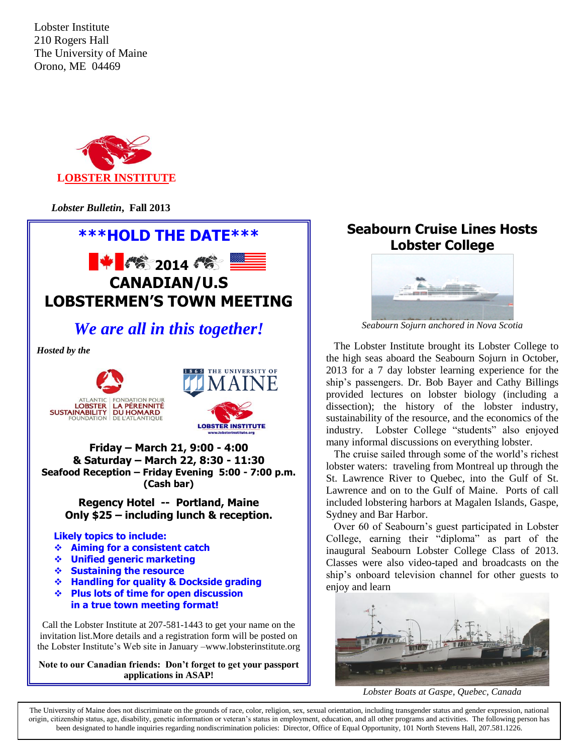Lobster Institute
210 Rogers Hall
The University of Maine
Orono, ME 04469

LOBSTER INSTITUTE

*Lobster Bulletin*, **Fall 2013**

# ***HOLD THE DATE***

## 2014 CANADIAN/U.S LOBSTERMEN'S TOWN MEETING

## *We are all in this together!*

*Hosted by the*

ATLANTIC LOBSTER SUSTAINABILITY FOUNDATION | FONDATION POUR LA PÉRENNITÉ DU HOMARD DE L'ATLANTIQUE

1865 THE UNIVERSITY OF MAINE

LOBSTER INSTITUTE
www.lobsterinstitute.org

**Friday – March 21, 9:00 - 4:00**
**& Saturday – March 22, 8:30 - 11:30**
**Seafood Reception – Friday Evening 5:00 - 7:00 p.m.**
**(Cash bar)**

**Regency Hotel -- Portland, Maine**
**Only $25 – including lunch & reception.**

**Likely topics to include:**

- **Aiming for a consistent catch**
- **Unified generic marketing**
- **Sustaining the resource**
- **Handling for quality & Dockside grading**
- **Plus lots of time for open discussion in a true town meeting format!**

Call the Lobster Institute at 207-581-1443 to get your name on the invitation list.More details and a registration form will be posted on the Lobster Institute's Web site in January –www.lobsterinstitute.org

**Note to our Canadian friends: Don't forget to get your passport applications in ASAP!**

## Seabourn Cruise Lines Hosts Lobster College

*Seabourn Sojurn anchored in Nova Scotia*

The Lobster Institute brought its Lobster College to the high seas aboard the Seabourn Sojurn in October, 2013 for a 7 day lobster learning experience for the ship's passengers. Dr. Bob Bayer and Cathy Billings provided lectures on lobster biology (including a dissection); the history of the lobster industry, sustainability of the resource, and the economics of the industry. Lobster College "students" also enjoyed many informal discussions on everything lobster.

The cruise sailed through some of the world's richest lobster waters: traveling from Montreal up through the St. Lawrence River to Quebec, into the Gulf of St. Lawrence and on to the Gulf of Maine. Ports of call included lobstering harbors at Magalen Islands, Gaspe, Sydney and Bar Harbor.

Over 60 of Seabourn's guest participated in Lobster College, earning their "diploma" as part of the inaugural Seabourn Lobster College Class of 2013. Classes were also video-taped and broadcasts on the ship's onboard television channel for other guests to enjoy and learn

*Lobster Boats at Gaspe, Quebec, Canada*

The University of Maine does not discriminate on the grounds of race, color, religion, sex, sexual orientation, including transgender status and gender expression, national origin, citizenship status, age, disability, genetic information or veteran's status in employment, education, and all other programs and activities. The following person has been designated to handle inquiries regarding nondiscrimination policies: Director, Office of Equal Opportunity, 101 North Stevens Hall, 207.581.1226.